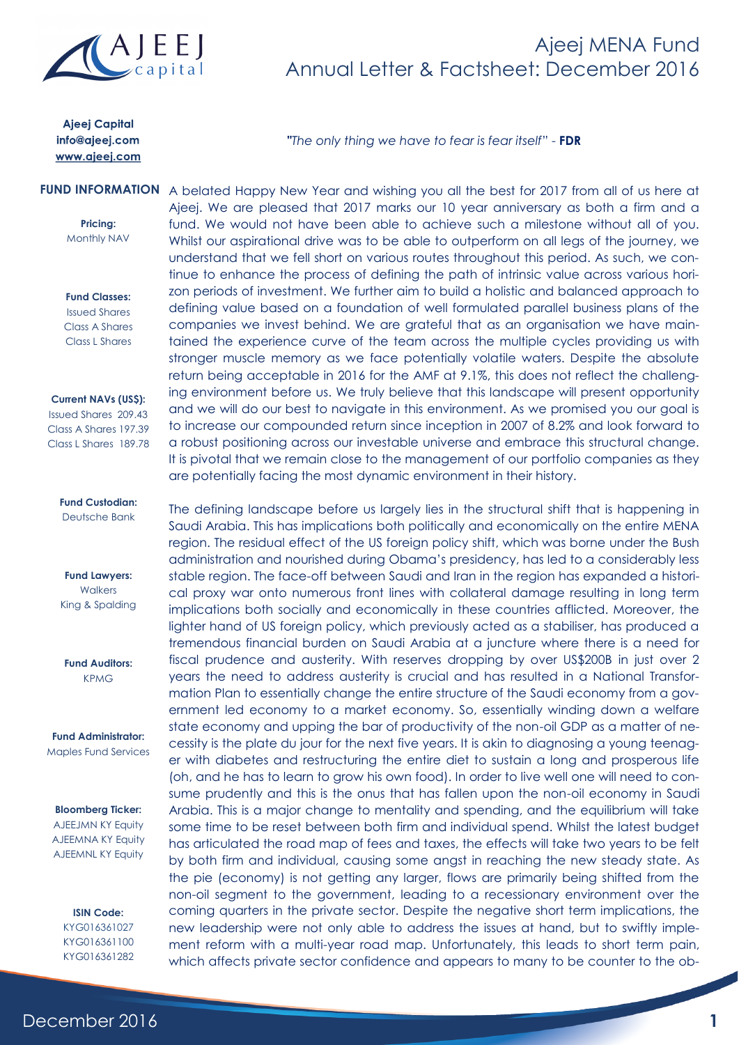# Ajeej MENA Fund
## Annual Letter & Factsheet: December 2016

**Ajeej Capital**
**info@ajeej.com**
**www.ajeej.com**

*"The only thing we have to fear is fear itself"* - **FDR**

### FUND INFORMATION

**Pricing:**
Monthly NAV

**Fund Classes:**
Issued Shares
Class A Shares
Class L Shares

**Current NAVs (US$):**
Issued Shares 209.43
Class A Shares 197.39
Class L Shares 189.78

**Fund Custodian:**
Deutsche Bank

**Fund Lawyers:**
Walkers
King & Spalding

**Fund Auditors:**
KPMG

**Fund Administrator:**
Maples Fund Services

**Bloomberg Ticker:**
AJEEJMN KY Equity
AJEEMNA KY Equity
AJEEMNL KY Equity

**ISIN Code:**
KYG016361027
KYG016361100
KYG016361282

A belated Happy New Year and wishing you all the best for 2017 from all of us here at Ajeej. We are pleased that 2017 marks our 10 year anniversary as both a firm and a fund. We would not have been able to achieve such a milestone without all of you. Whilst our aspirational drive was to be able to outperform on all legs of the journey, we understand that we fell short on various routes throughout this period. As such, we continue to enhance the process of defining the path of intrinsic value across various horizon periods of investment. We further aim to build a holistic and balanced approach to defining value based on a foundation of well formulated parallel business plans of the companies we invest behind. We are grateful that as an organisation we have maintained the experience curve of the team across the multiple cycles providing us with stronger muscle memory as we face potentially volatile waters. Despite the absolute return being acceptable in 2016 for the AMF at 9.1%, this does not reflect the challenging environment before us. We truly believe that this landscape will present opportunity and we will do our best to navigate in this environment. As we promised you our goal is to increase our compounded return since inception in 2007 of 8.2% and look forward to a robust positioning across our investable universe and embrace this structural change. It is pivotal that we remain close to the management of our portfolio companies as they are potentially facing the most dynamic environment in their history.

The defining landscape before us largely lies in the structural shift that is happening in Saudi Arabia. This has implications both politically and economically on the entire MENA region. The residual effect of the US foreign policy shift, which was borne under the Bush administration and nourished during Obama's presidency, has led to a considerably less stable region. The face-off between Saudi and Iran in the region has expanded a historical proxy war onto numerous front lines with collateral damage resulting in long term implications both socially and economically in these countries afflicted. Moreover, the lighter hand of US foreign policy, which previously acted as a stabiliser, has produced a tremendous financial burden on Saudi Arabia at a juncture where there is a need for fiscal prudence and austerity. With reserves dropping by over US$200B in just over 2 years the need to address austerity is crucial and has resulted in a National Transformation Plan to essentially change the entire structure of the Saudi economy from a government led economy to a market economy. So, essentially winding down a welfare state economy and upping the bar of productivity of the non-oil GDP as a matter of necessity is the plate du jour for the next five years. It is akin to diagnosing a young teenager with diabetes and restructuring the entire diet to sustain a long and prosperous life (oh, and he has to learn to grow his own food). In order to live well one will need to consume prudently and this is the onus that has fallen upon the non-oil economy in Saudi Arabia. This is a major change to mentality and spending, and the equilibrium will take some time to be reset between both firm and individual spend. Whilst the latest budget has articulated the road map of fees and taxes, the effects will take two years to be felt by both firm and individual, causing some angst in reaching the new steady state. As the pie (economy) is not getting any larger, flows are primarily being shifted from the non-oil segment to the government, leading to a recessionary environment over the coming quarters in the private sector. Despite the negative short term implications, the new leadership were not only able to address the issues at hand, but to swiftly implement reform with a multi-year road map. Unfortunately, this leads to short term pain, which affects private sector confidence and appears to many to be counter to the ob-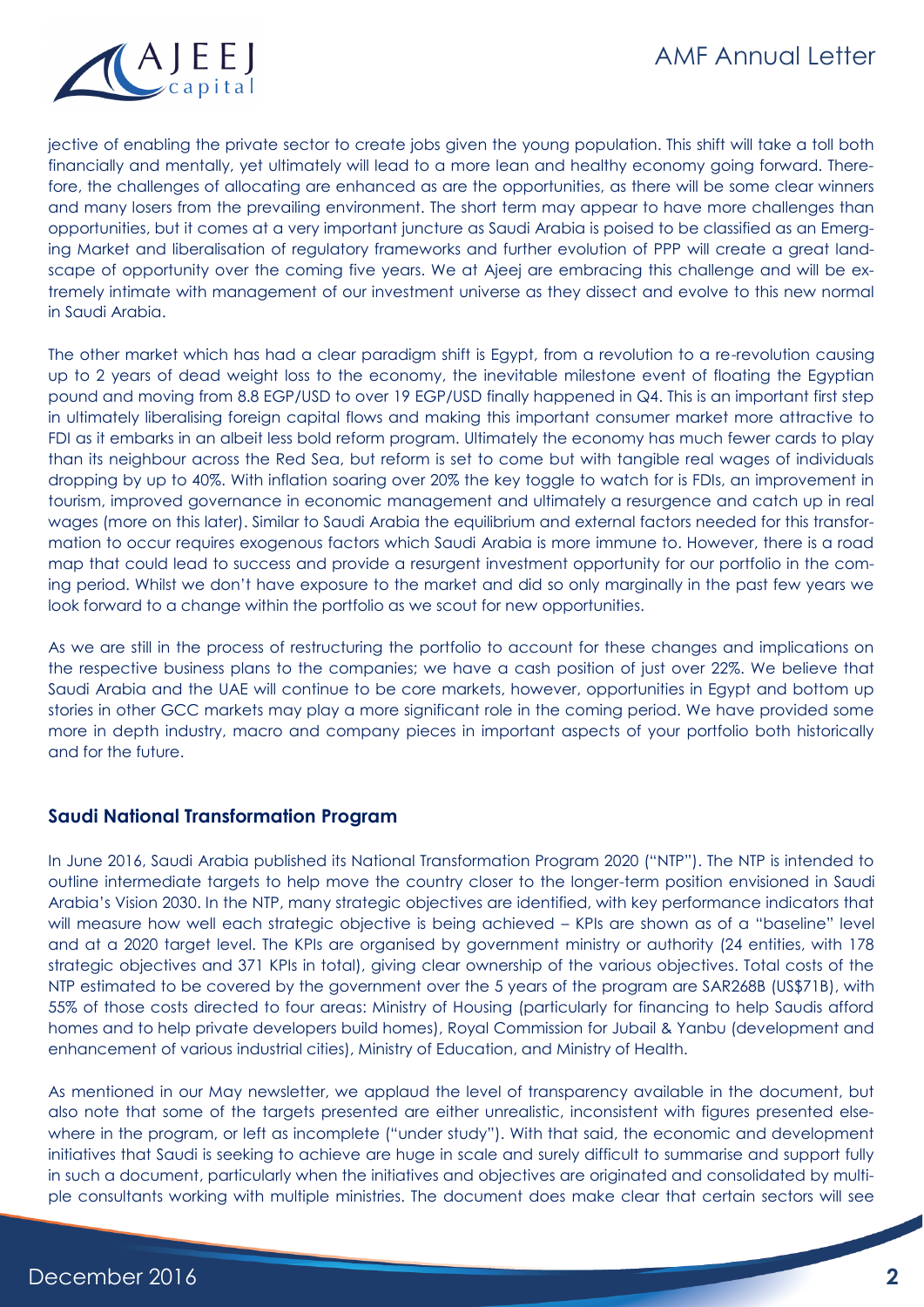jective of enabling the private sector to create jobs given the young population. This shift will take a toll both financially and mentally, yet ultimately will lead to a more lean and healthy economy going forward. Therefore, the challenges of allocating are enhanced as are the opportunities, as there will be some clear winners and many losers from the prevailing environment. The short term may appear to have more challenges than opportunities, but it comes at a very important juncture as Saudi Arabia is poised to be classified as an Emerging Market and liberalisation of regulatory frameworks and further evolution of PPP will create a great landscape of opportunity over the coming five years. We at Ajeej are embracing this challenge and will be extremely intimate with management of our investment universe as they dissect and evolve to this new normal in Saudi Arabia.

The other market which has had a clear paradigm shift is Egypt, from a revolution to a re-revolution causing up to 2 years of dead weight loss to the economy, the inevitable milestone event of floating the Egyptian pound and moving from 8.8 EGP/USD to over 19 EGP/USD finally happened in Q4. This is an important first step in ultimately liberalising foreign capital flows and making this important consumer market more attractive to FDI as it embarks in an albeit less bold reform program. Ultimately the economy has much fewer cards to play than its neighbour across the Red Sea, but reform is set to come but with tangible real wages of individuals dropping by up to 40%. With inflation soaring over 20% the key toggle to watch for is FDIs, an improvement in tourism, improved governance in economic management and ultimately a resurgence and catch up in real wages (more on this later). Similar to Saudi Arabia the equilibrium and external factors needed for this transformation to occur requires exogenous factors which Saudi Arabia is more immune to. However, there is a road map that could lead to success and provide a resurgent investment opportunity for our portfolio in the coming period. Whilst we don't have exposure to the market and did so only marginally in the past few years we look forward to a change within the portfolio as we scout for new opportunities.

As we are still in the process of restructuring the portfolio to account for these changes and implications on the respective business plans to the companies; we have a cash position of just over 22%. We believe that Saudi Arabia and the UAE will continue to be core markets, however, opportunities in Egypt and bottom up stories in other GCC markets may play a more significant role in the coming period. We have provided some more in depth industry, macro and company pieces in important aspects of your portfolio both historically and for the future.

## Saudi National Transformation Program

In June 2016, Saudi Arabia published its National Transformation Program 2020 ("NTP"). The NTP is intended to outline intermediate targets to help move the country closer to the longer-term position envisioned in Saudi Arabia's Vision 2030. In the NTP, many strategic objectives are identified, with key performance indicators that will measure how well each strategic objective is being achieved – KPIs are shown as of a "baseline" level and at a 2020 target level. The KPIs are organised by government ministry or authority (24 entities, with 178 strategic objectives and 371 KPIs in total), giving clear ownership of the various objectives. Total costs of the NTP estimated to be covered by the government over the 5 years of the program are SAR268B (US$71B), with 55% of those costs directed to four areas: Ministry of Housing (particularly for financing to help Saudis afford homes and to help private developers build homes), Royal Commission for Jubail & Yanbu (development and enhancement of various industrial cities), Ministry of Education, and Ministry of Health.

As mentioned in our May newsletter, we applaud the level of transparency available in the document, but also note that some of the targets presented are either unrealistic, inconsistent with figures presented elsewhere in the program, or left as incomplete ("under study"). With that said, the economic and development initiatives that Saudi is seeking to achieve are huge in scale and surely difficult to summarise and support fully in such a document, particularly when the initiatives and objectives are originated and consolidated by multiple consultants working with multiple ministries. The document does make clear that certain sectors will see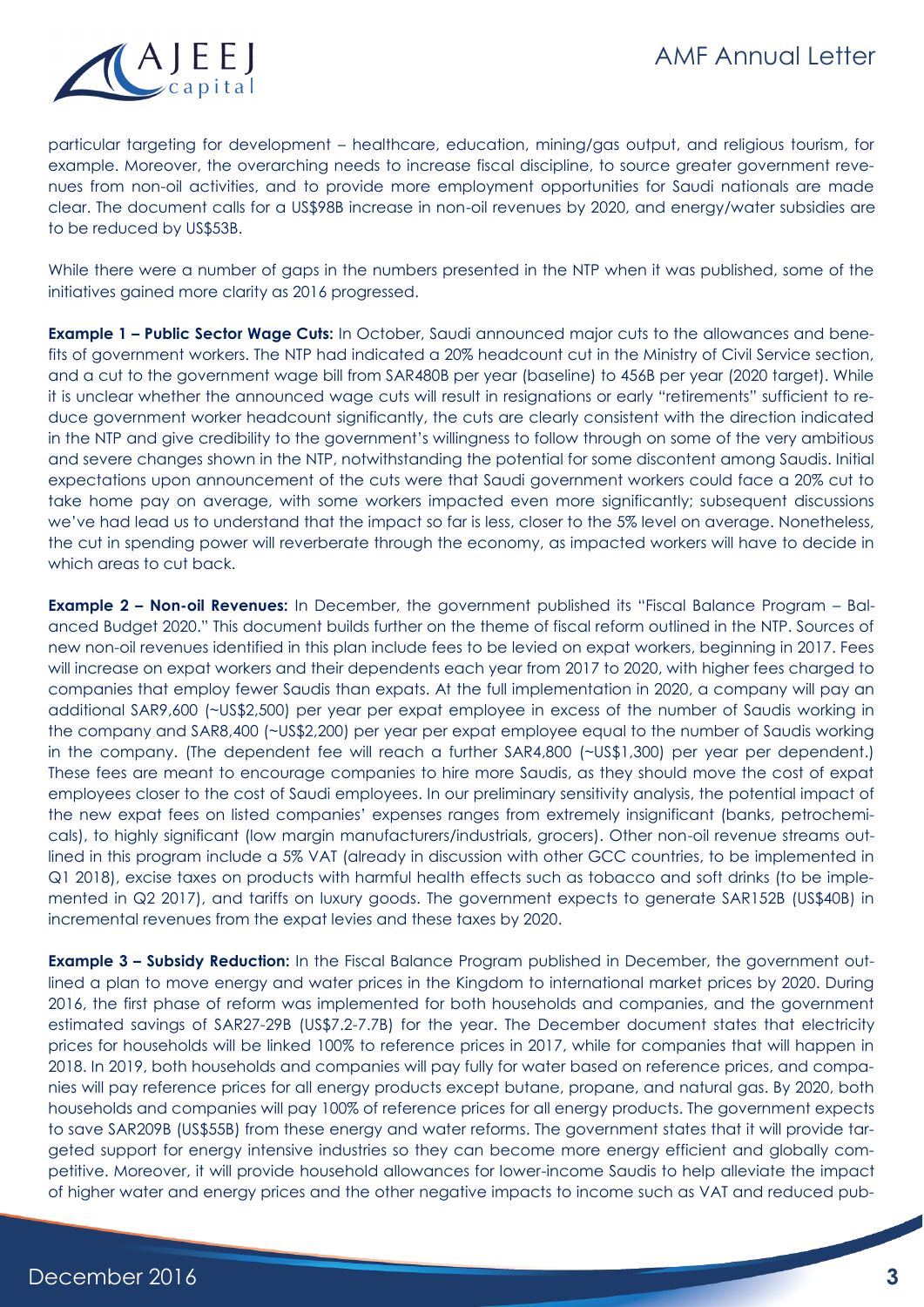particular targeting for development – healthcare, education, mining/gas output, and religious tourism, for example. Moreover, the overarching needs to increase fiscal discipline, to source greater government revenues from non-oil activities, and to provide more employment opportunities for Saudi nationals are made clear. The document calls for a US$98B increase in non-oil revenues by 2020, and energy/water subsidies are to be reduced by US$53B.

While there were a number of gaps in the numbers presented in the NTP when it was published, some of the initiatives gained more clarity as 2016 progressed.

**Example 1 – Public Sector Wage Cuts:** In October, Saudi announced major cuts to the allowances and benefits of government workers. The NTP had indicated a 20% headcount cut in the Ministry of Civil Service section, and a cut to the government wage bill from SAR480B per year (baseline) to 456B per year (2020 target). While it is unclear whether the announced wage cuts will result in resignations or early "retirements" sufficient to reduce government worker headcount significantly, the cuts are clearly consistent with the direction indicated in the NTP and give credibility to the government's willingness to follow through on some of the very ambitious and severe changes shown in the NTP, notwithstanding the potential for some discontent among Saudis. Initial expectations upon announcement of the cuts were that Saudi government workers could face a 20% cut to take home pay on average, with some workers impacted even more significantly; subsequent discussions we've had lead us to understand that the impact so far is less, closer to the 5% level on average. Nonetheless, the cut in spending power will reverberate through the economy, as impacted workers will have to decide in which areas to cut back.

**Example 2 – Non-oil Revenues:** In December, the government published its "Fiscal Balance Program – Balanced Budget 2020." This document builds further on the theme of fiscal reform outlined in the NTP. Sources of new non-oil revenues identified in this plan include fees to be levied on expat workers, beginning in 2017. Fees will increase on expat workers and their dependents each year from 2017 to 2020, with higher fees charged to companies that employ fewer Saudis than expats. At the full implementation in 2020, a company will pay an additional SAR9,600 (~US$2,500) per year per expat employee in excess of the number of Saudis working in the company and SAR8,400 (~US$2,200) per year per expat employee equal to the number of Saudis working in the company. (The dependent fee will reach a further SAR4,800 (~US$1,300) per year per dependent.) These fees are meant to encourage companies to hire more Saudis, as they should move the cost of expat employees closer to the cost of Saudi employees. In our preliminary sensitivity analysis, the potential impact of the new expat fees on listed companies' expenses ranges from extremely insignificant (banks, petrochemicals), to highly significant (low margin manufacturers/industrials, grocers). Other non-oil revenue streams outlined in this program include a 5% VAT (already in discussion with other GCC countries, to be implemented in Q1 2018), excise taxes on products with harmful health effects such as tobacco and soft drinks (to be implemented in Q2 2017), and tariffs on luxury goods. The government expects to generate SAR152B (US$40B) in incremental revenues from the expat levies and these taxes by 2020.

**Example 3 – Subsidy Reduction:** In the Fiscal Balance Program published in December, the government outlined a plan to move energy and water prices in the Kingdom to international market prices by 2020. During 2016, the first phase of reform was implemented for both households and companies, and the government estimated savings of SAR27-29B (US$7.2-7.7B) for the year. The December document states that electricity prices for households will be linked 100% to reference prices in 2017, while for companies that will happen in 2018. In 2019, both households and companies will pay fully for water based on reference prices, and companies will pay reference prices for all energy products except butane, propane, and natural gas. By 2020, both households and companies will pay 100% of reference prices for all energy products. The government expects to save SAR209B (US$55B) from these energy and water reforms. The government states that it will provide targeted support for energy intensive industries so they can become more energy efficient and globally competitive. Moreover, it will provide household allowances for lower-income Saudis to help alleviate the impact of higher water and energy prices and the other negative impacts to income such as VAT and reduced pub-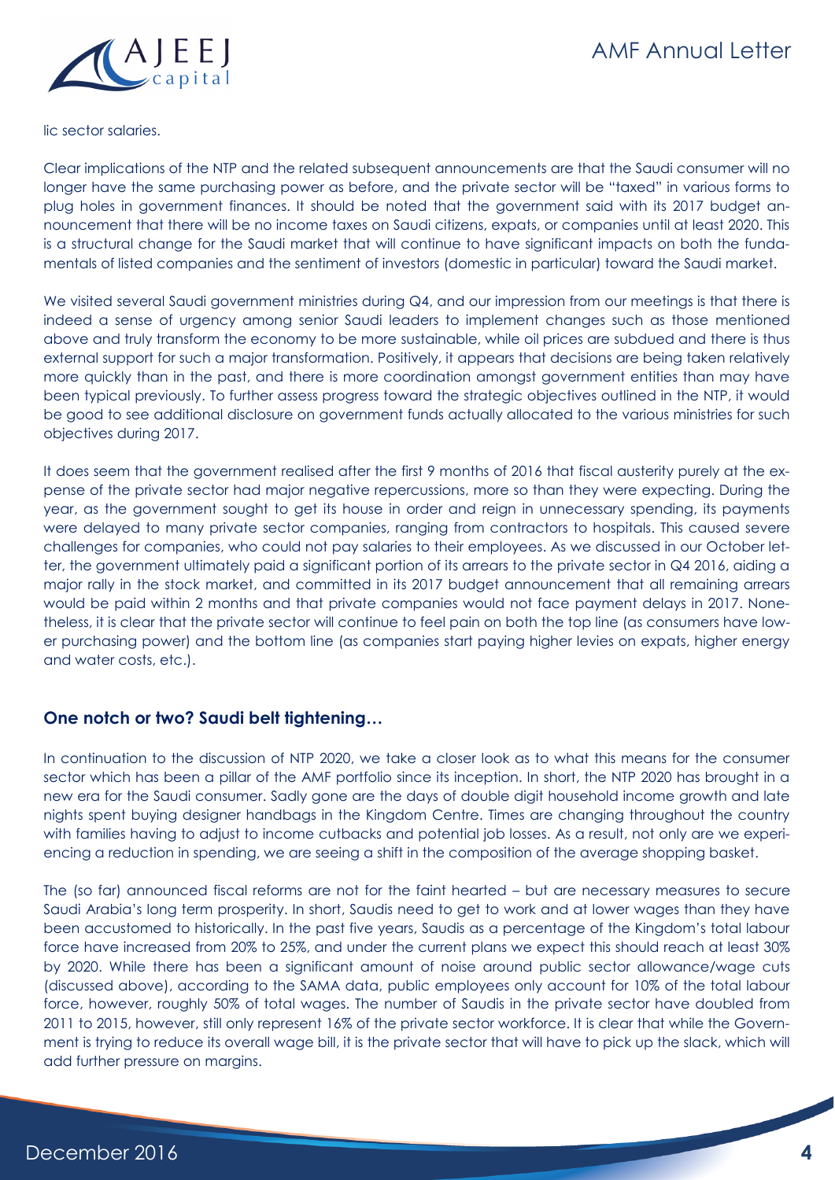lic sector salaries.

Clear implications of the NTP and the related subsequent announcements are that the Saudi consumer will no longer have the same purchasing power as before, and the private sector will be "taxed" in various forms to plug holes in government finances. It should be noted that the government said with its 2017 budget announcement that there will be no income taxes on Saudi citizens, expats, or companies until at least 2020. This is a structural change for the Saudi market that will continue to have significant impacts on both the fundamentals of listed companies and the sentiment of investors (domestic in particular) toward the Saudi market.

We visited several Saudi government ministries during Q4, and our impression from our meetings is that there is indeed a sense of urgency among senior Saudi leaders to implement changes such as those mentioned above and truly transform the economy to be more sustainable, while oil prices are subdued and there is thus external support for such a major transformation. Positively, it appears that decisions are being taken relatively more quickly than in the past, and there is more coordination amongst government entities than may have been typical previously. To further assess progress toward the strategic objectives outlined in the NTP, it would be good to see additional disclosure on government funds actually allocated to the various ministries for such objectives during 2017.

It does seem that the government realised after the first 9 months of 2016 that fiscal austerity purely at the expense of the private sector had major negative repercussions, more so than they were expecting. During the year, as the government sought to get its house in order and reign in unnecessary spending, its payments were delayed to many private sector companies, ranging from contractors to hospitals. This caused severe challenges for companies, who could not pay salaries to their employees. As we discussed in our October letter, the government ultimately paid a significant portion of its arrears to the private sector in Q4 2016, aiding a major rally in the stock market, and committed in its 2017 budget announcement that all remaining arrears would be paid within 2 months and that private companies would not face payment delays in 2017. Nonetheless, it is clear that the private sector will continue to feel pain on both the top line (as consumers have lower purchasing power) and the bottom line (as companies start paying higher levies on expats, higher energy and water costs, etc.).

## One notch or two? Saudi belt tightening…

In continuation to the discussion of NTP 2020, we take a closer look as to what this means for the consumer sector which has been a pillar of the AMF portfolio since its inception. In short, the NTP 2020 has brought in a new era for the Saudi consumer. Sadly gone are the days of double digit household income growth and late nights spent buying designer handbags in the Kingdom Centre. Times are changing throughout the country with families having to adjust to income cutbacks and potential job losses. As a result, not only are we experiencing a reduction in spending, we are seeing a shift in the composition of the average shopping basket.

The (so far) announced fiscal reforms are not for the faint hearted – but are necessary measures to secure Saudi Arabia's long term prosperity. In short, Saudis need to get to work and at lower wages than they have been accustomed to historically. In the past five years, Saudis as a percentage of the Kingdom's total labour force have increased from 20% to 25%, and under the current plans we expect this should reach at least 30% by 2020. While there has been a significant amount of noise around public sector allowance/wage cuts (discussed above), according to the SAMA data, public employees only account for 10% of the total labour force, however, roughly 50% of total wages. The number of Saudis in the private sector have doubled from 2011 to 2015, however, still only represent 16% of the private sector workforce. It is clear that while the Government is trying to reduce its overall wage bill, it is the private sector that will have to pick up the slack, which will add further pressure on margins.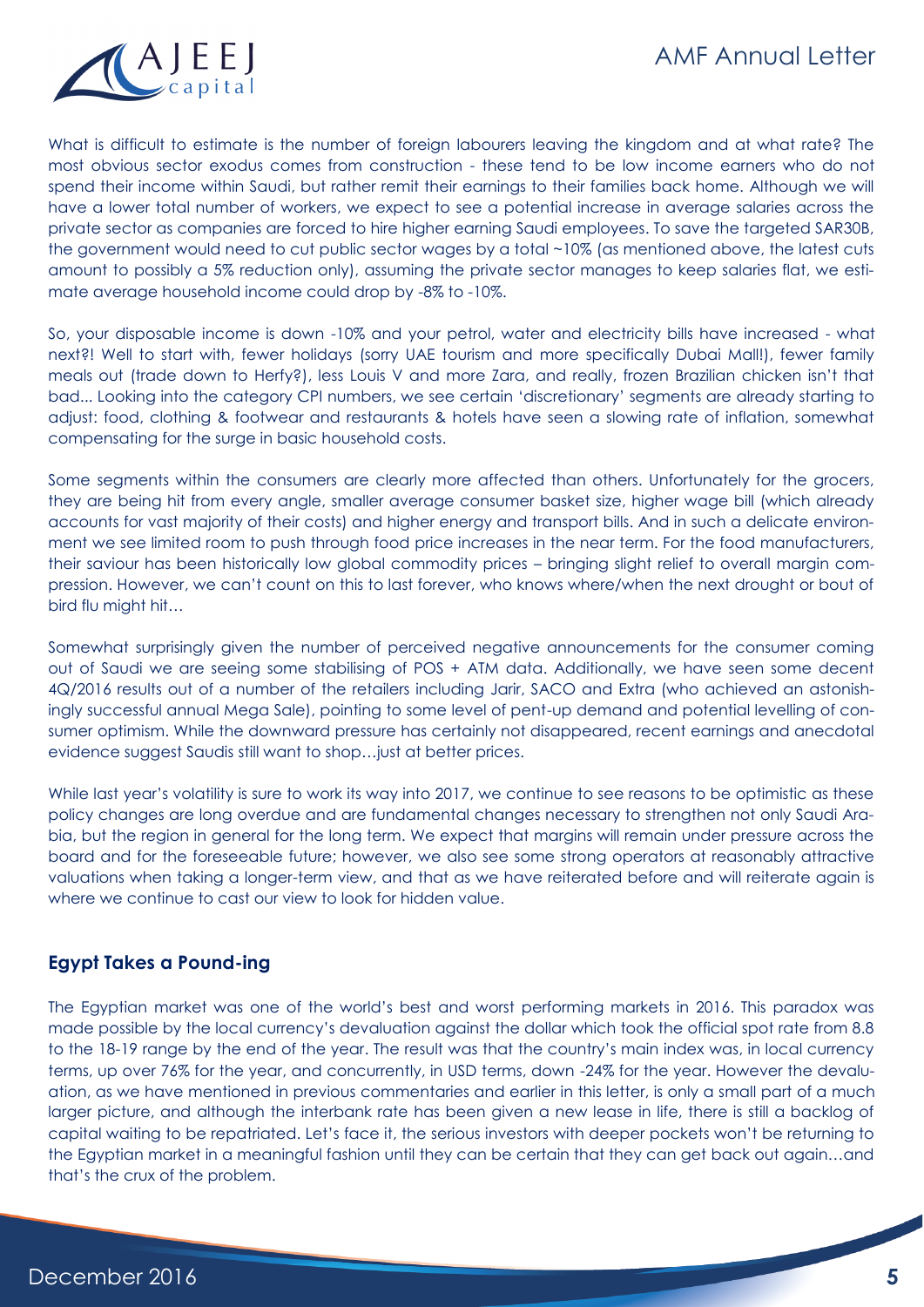What is difficult to estimate is the number of foreign labourers leaving the kingdom and at what rate? The most obvious sector exodus comes from construction - these tend to be low income earners who do not spend their income within Saudi, but rather remit their earnings to their families back home. Although we will have a lower total number of workers, we expect to see a potential increase in average salaries across the private sector as companies are forced to hire higher earning Saudi employees. To save the targeted SAR30B, the government would need to cut public sector wages by a total ~10% (as mentioned above, the latest cuts amount to possibly a 5% reduction only), assuming the private sector manages to keep salaries flat, we estimate average household income could drop by -8% to -10%.

So, your disposable income is down -10% and your petrol, water and electricity bills have increased - what next?! Well to start with, fewer holidays (sorry UAE tourism and more specifically Dubai Mall!), fewer family meals out (trade down to Herfy?), less Louis V and more Zara, and really, frozen Brazilian chicken isn't that bad... Looking into the category CPI numbers, we see certain 'discretionary' segments are already starting to adjust: food, clothing & footwear and restaurants & hotels have seen a slowing rate of inflation, somewhat compensating for the surge in basic household costs.

Some segments within the consumers are clearly more affected than others. Unfortunately for the grocers, they are being hit from every angle, smaller average consumer basket size, higher wage bill (which already accounts for vast majority of their costs) and higher energy and transport bills. And in such a delicate environment we see limited room to push through food price increases in the near term. For the food manufacturers, their saviour has been historically low global commodity prices – bringing slight relief to overall margin compression. However, we can't count on this to last forever, who knows where/when the next drought or bout of bird flu might hit…

Somewhat surprisingly given the number of perceived negative announcements for the consumer coming out of Saudi we are seeing some stabilising of POS + ATM data. Additionally, we have seen some decent 4Q/2016 results out of a number of the retailers including Jarir, SACO and Extra (who achieved an astonishingly successful annual Mega Sale), pointing to some level of pent-up demand and potential levelling of consumer optimism. While the downward pressure has certainly not disappeared, recent earnings and anecdotal evidence suggest Saudis still want to shop…just at better prices.

While last year's volatility is sure to work its way into 2017, we continue to see reasons to be optimistic as these policy changes are long overdue and are fundamental changes necessary to strengthen not only Saudi Arabia, but the region in general for the long term. We expect that margins will remain under pressure across the board and for the foreseeable future; however, we also see some strong operators at reasonably attractive valuations when taking a longer-term view, and that as we have reiterated before and will reiterate again is where we continue to cast our view to look for hidden value.

### Egypt Takes a Pound-ing

The Egyptian market was one of the world's best and worst performing markets in 2016. This paradox was made possible by the local currency's devaluation against the dollar which took the official spot rate from 8.8 to the 18-19 range by the end of the year. The result was that the country's main index was, in local currency terms, up over 76% for the year, and concurrently, in USD terms, down -24% for the year. However the devaluation, as we have mentioned in previous commentaries and earlier in this letter, is only a small part of a much larger picture, and although the interbank rate has been given a new lease in life, there is still a backlog of capital waiting to be repatriated. Let's face it, the serious investors with deeper pockets won't be returning to the Egyptian market in a meaningful fashion until they can be certain that they can get back out again…and that's the crux of the problem.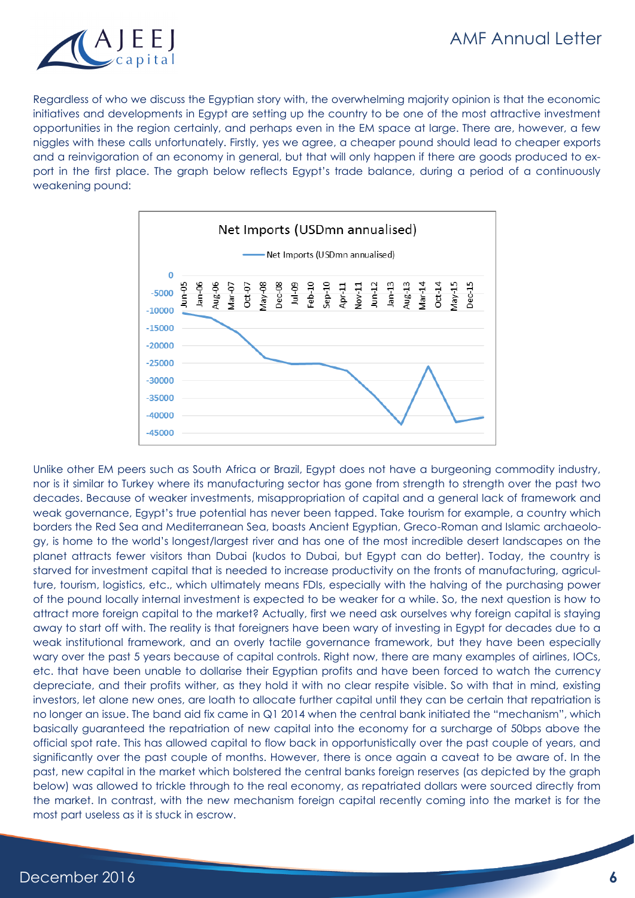Regardless of who we discuss the Egyptian story with, the overwhelming majority opinion is that the economic initiatives and developments in Egypt are setting up the country to be one of the most attractive investment opportunities in the region certainly, and perhaps even in the EM space at large. There are, however, a few niggles with these calls unfortunately. Firstly, yes we agree, a cheaper pound should lead to cheaper exports and a reinvigoration of an economy in general, but that will only happen if there are goods produced to export in the first place. The graph below reflects Egypt's trade balance, during a period of a continuously weakening pound:

Net Imports (USDmn annualised)

Unlike other EM peers such as South Africa or Brazil, Egypt does not have a burgeoning commodity industry, nor is it similar to Turkey where its manufacturing sector has gone from strength to strength over the past two decades. Because of weaker investments, misappropriation of capital and a general lack of framework and weak governance, Egypt's true potential has never been tapped. Take tourism for example, a country which borders the Red Sea and Mediterranean Sea, boasts Ancient Egyptian, Greco-Roman and Islamic archaeology, is home to the world's longest/largest river and has one of the most incredible desert landscapes on the planet attracts fewer visitors than Dubai (kudos to Dubai, but Egypt can do better). Today, the country is starved for investment capital that is needed to increase productivity on the fronts of manufacturing, agriculture, tourism, logistics, etc., which ultimately means FDIs, especially with the halving of the purchasing power of the pound locally internal investment is expected to be weaker for a while. So, the next question is how to attract more foreign capital to the market? Actually, first we need ask ourselves why foreign capital is staying away to start off with. The reality is that foreigners have been wary of investing in Egypt for decades due to a weak institutional framework, and an overly tactile governance framework, but they have been especially wary over the past 5 years because of capital controls. Right now, there are many examples of airlines, IOCs, etc. that have been unable to dollarise their Egyptian profits and have been forced to watch the currency depreciate, and their profits wither, as they hold it with no clear respite visible. So with that in mind, existing investors, let alone new ones, are loath to allocate further capital until they can be certain that repatriation is no longer an issue. The band aid fix came in Q1 2014 when the central bank initiated the "mechanism", which basically guaranteed the repatriation of new capital into the economy for a surcharge of 50bps above the official spot rate. This has allowed capital to flow back in opportunistically over the past couple of years, and significantly over the past couple of months. However, there is once again a caveat to be aware of. In the past, new capital in the market which bolstered the central banks foreign reserves (as depicted by the graph below) was allowed to trickle through to the real economy, as repatriated dollars were sourced directly from the market. In contrast, with the new mechanism foreign capital recently coming into the market is for the most part useless as it is stuck in escrow.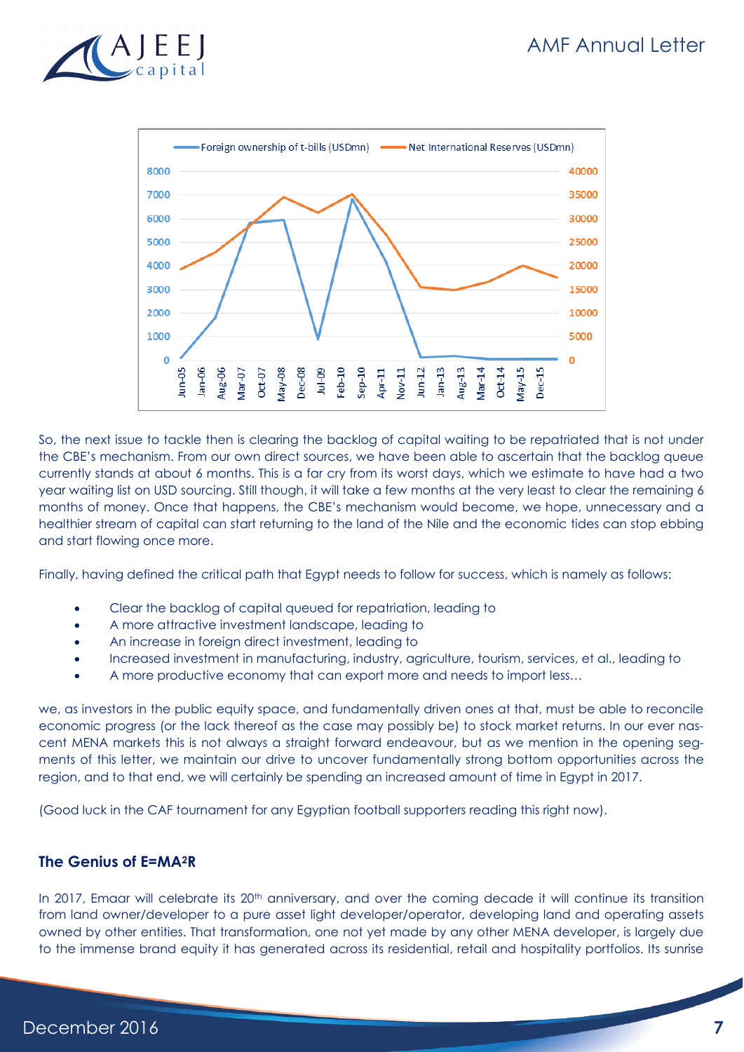So, the next issue to tackle then is clearing the backlog of capital waiting to be repatriated that is not under the CBE's mechanism. From our own direct sources, we have been able to ascertain that the backlog queue currently stands at about 6 months. This is a far cry from its worst days, which we estimate to have had a two year waiting list on USD sourcing. Still though, it will take a few months at the very least to clear the remaining 6 months of money. Once that happens, the CBE's mechanism would become, we hope, unnecessary and a healthier stream of capital can start returning to the land of the Nile and the economic tides can stop ebbing and start flowing once more.

Finally, having defined the critical path that Egypt needs to follow for success, which is namely as follows:

- Clear the backlog of capital queued for repatriation, leading to
- A more attractive investment landscape, leading to
- An increase in foreign direct investment, leading to
- Increased investment in manufacturing, industry, agriculture, tourism, services, et al., leading to
- A more productive economy that can export more and needs to import less…

we, as investors in the public equity space, and fundamentally driven ones at that, must be able to reconcile economic progress (or the lack thereof as the case may possibly be) to stock market returns. In our ever nascent MENA markets this is not always a straight forward endeavour, but as we mention in the opening segments of this letter, we maintain our drive to uncover fundamentally strong bottom opportunities across the region, and to that end, we will certainly be spending an increased amount of time in Egypt in 2017.

(Good luck in the CAF tournament for any Egyptian football supporters reading this right now).

### The Genius of E=MA²R

In 2017, Emaar will celebrate its 20th anniversary, and over the coming decade it will continue its transition from land owner/developer to a pure asset light developer/operator, developing land and operating assets owned by other entities. That transformation, one not yet made by any other MENA developer, is largely due to the immense brand equity it has generated across its residential, retail and hospitality portfolios. Its sunrise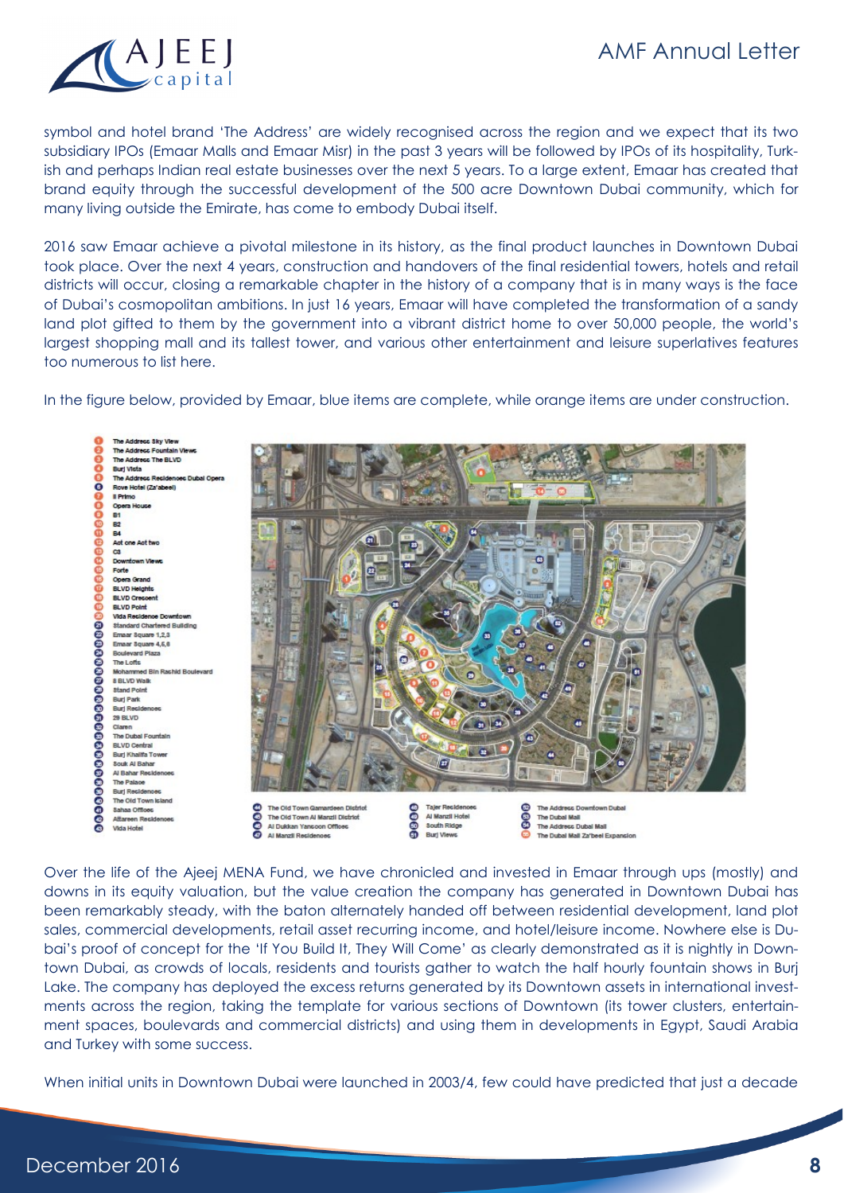symbol and hotel brand 'The Address' are widely recognised across the region and we expect that its two subsidiary IPOs (Emaar Malls and Emaar Misr) in the past 3 years will be followed by IPOs of its hospitality, Turkish and perhaps Indian real estate businesses over the next 5 years. To a large extent, Emaar has created that brand equity through the successful development of the 500 acre Downtown Dubai community, which for many living outside the Emirate, has come to embody Dubai itself.

2016 saw Emaar achieve a pivotal milestone in its history, as the final product launches in Downtown Dubai took place. Over the next 4 years, construction and handovers of the final residential towers, hotels and retail districts will occur, closing a remarkable chapter in the history of a company that is in many ways is the face of Dubai's cosmopolitan ambitions. In just 16 years, Emaar will have completed the transformation of a sandy land plot gifted to them by the government into a vibrant district home to over 50,000 people, the world's largest shopping mall and its tallest tower, and various other entertainment and leisure superlatives features too numerous to list here.

In the figure below, provided by Emaar, blue items are complete, while orange items are under construction.

1. The Address Sky View
2. The Address Fountain Views
3. The Address The BLVD
4. Burj Vista
5. The Address Residences Dubai Opera
6. Rove Hotel (Za'abeel)
7. Il Primo
8. Opera House
9. B1
10. B2
11. B4
12. Act one Act two
13. C3
14. Downtown Views
15. Forte
16. Opera Grand
17. BLVD Heights
18. BLVD Crescent
19. BLVD Point
20. Vida Residence Downtown
21. Standard Chartered Building
22. Emaar Square 1,2,3
23. Emaar Square 4,5,6
24. Boulevard Plaza
25. The Lofts
26. Mohammed Bin Rashid Boulevard
27. 8 BLVD Walk
28. Stand Point
29. Burj Park
30. Burj Residences
31. 29 BLVD
32. Claren
33. The Dubai Fountain
34. BLVD Central
35. Burj Khalifa Tower
36. Souk Al Bahar
37. Al Bahar Residences
38. The Palace
39. Burj Residences
40. The Old Town Island
41. Sahaa Offices
42. Attareen Residences
43. Vida Hotel
44. The Old Town Qamardeen District
45. The Old Town Al Manzil District
46. Al Dukkan Yansoon Offices
47. Al Manzil Residences
48. Tajer Residences
49. Al Manzil Hotel
50. South Ridge
51. Burj Views
52. The Address Downtown Dubai
53. The Dubai Mall
54. The Address Dubai Mall
55. The Dubai Mall Za'beel Expansion

Over the life of the Ajeej MENA Fund, we have chronicled and invested in Emaar through ups (mostly) and downs in its equity valuation, but the value creation the company has generated in Downtown Dubai has been remarkably steady, with the baton alternately handed off between residential development, land plot sales, commercial developments, retail asset recurring income, and hotel/leisure income. Nowhere else is Dubai's proof of concept for the 'If You Build It, They Will Come' as clearly demonstrated as it is nightly in Downtown Dubai, as crowds of locals, residents and tourists gather to watch the half hourly fountain shows in Burj Lake. The company has deployed the excess returns generated by its Downtown assets in international investments across the region, taking the template for various sections of Downtown (its tower clusters, entertainment spaces, boulevards and commercial districts) and using them in developments in Egypt, Saudi Arabia and Turkey with some success.

When initial units in Downtown Dubai were launched in 2003/4, few could have predicted that just a decade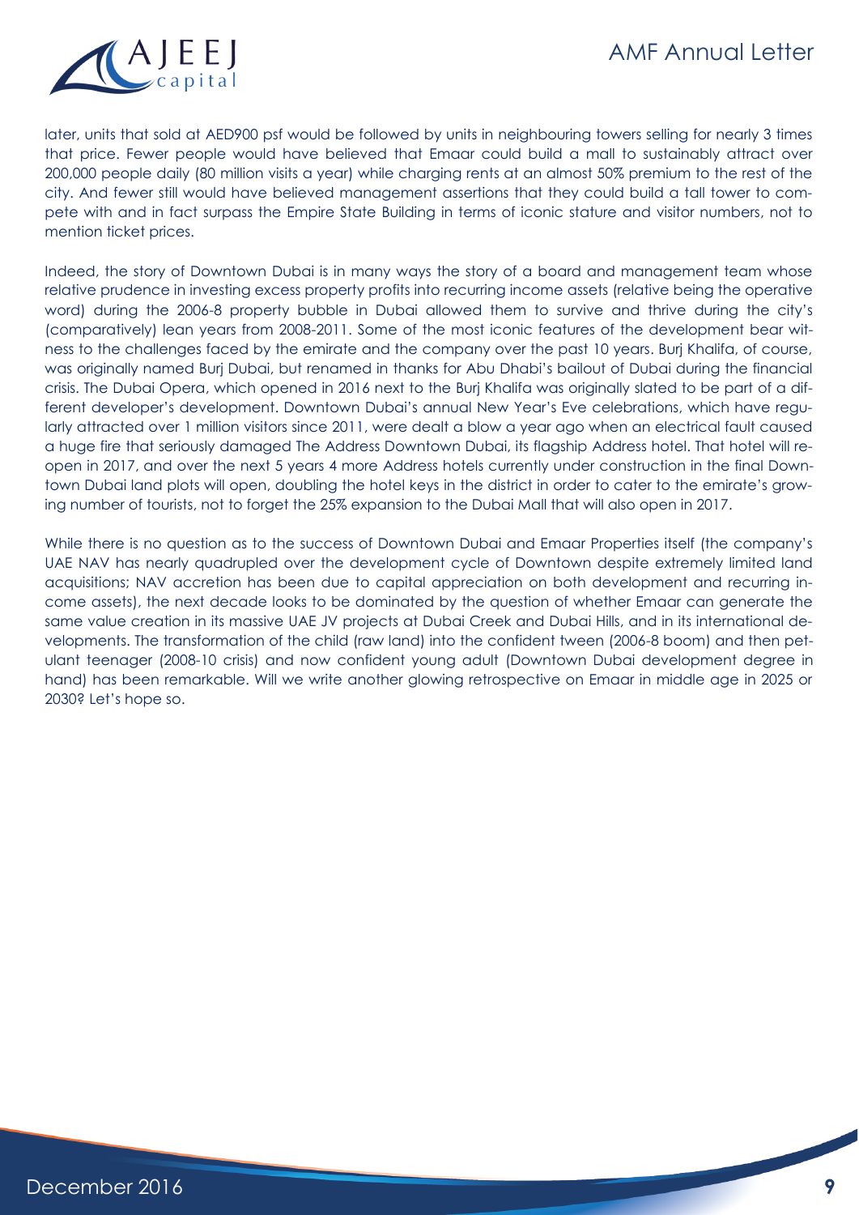later, units that sold at AED900 psf would be followed by units in neighbouring towers selling for nearly 3 times that price. Fewer people would have believed that Emaar could build a mall to sustainably attract over 200,000 people daily (80 million visits a year) while charging rents at an almost 50% premium to the rest of the city. And fewer still would have believed management assertions that they could build a tall tower to compete with and in fact surpass the Empire State Building in terms of iconic stature and visitor numbers, not to mention ticket prices.

Indeed, the story of Downtown Dubai is in many ways the story of a board and management team whose relative prudence in investing excess property profits into recurring income assets (relative being the operative word) during the 2006-8 property bubble in Dubai allowed them to survive and thrive during the city's (comparatively) lean years from 2008-2011. Some of the most iconic features of the development bear witness to the challenges faced by the emirate and the company over the past 10 years. Burj Khalifa, of course, was originally named Burj Dubai, but renamed in thanks for Abu Dhabi's bailout of Dubai during the financial crisis. The Dubai Opera, which opened in 2016 next to the Burj Khalifa was originally slated to be part of a different developer's development. Downtown Dubai's annual New Year's Eve celebrations, which have regularly attracted over 1 million visitors since 2011, were dealt a blow a year ago when an electrical fault caused a huge fire that seriously damaged The Address Downtown Dubai, its flagship Address hotel. That hotel will reopen in 2017, and over the next 5 years 4 more Address hotels currently under construction in the final Downtown Dubai land plots will open, doubling the hotel keys in the district in order to cater to the emirate's growing number of tourists, not to forget the 25% expansion to the Dubai Mall that will also open in 2017.

While there is no question as to the success of Downtown Dubai and Emaar Properties itself (the company's UAE NAV has nearly quadrupled over the development cycle of Downtown despite extremely limited land acquisitions; NAV accretion has been due to capital appreciation on both development and recurring income assets), the next decade looks to be dominated by the question of whether Emaar can generate the same value creation in its massive UAE JV projects at Dubai Creek and Dubai Hills, and in its international developments. The transformation of the child (raw land) into the confident tween (2006-8 boom) and then petulant teenager (2008-10 crisis) and now confident young adult (Downtown Dubai development degree in hand) has been remarkable. Will we write another glowing retrospective on Emaar in middle age in 2025 or 2030? Let's hope so.